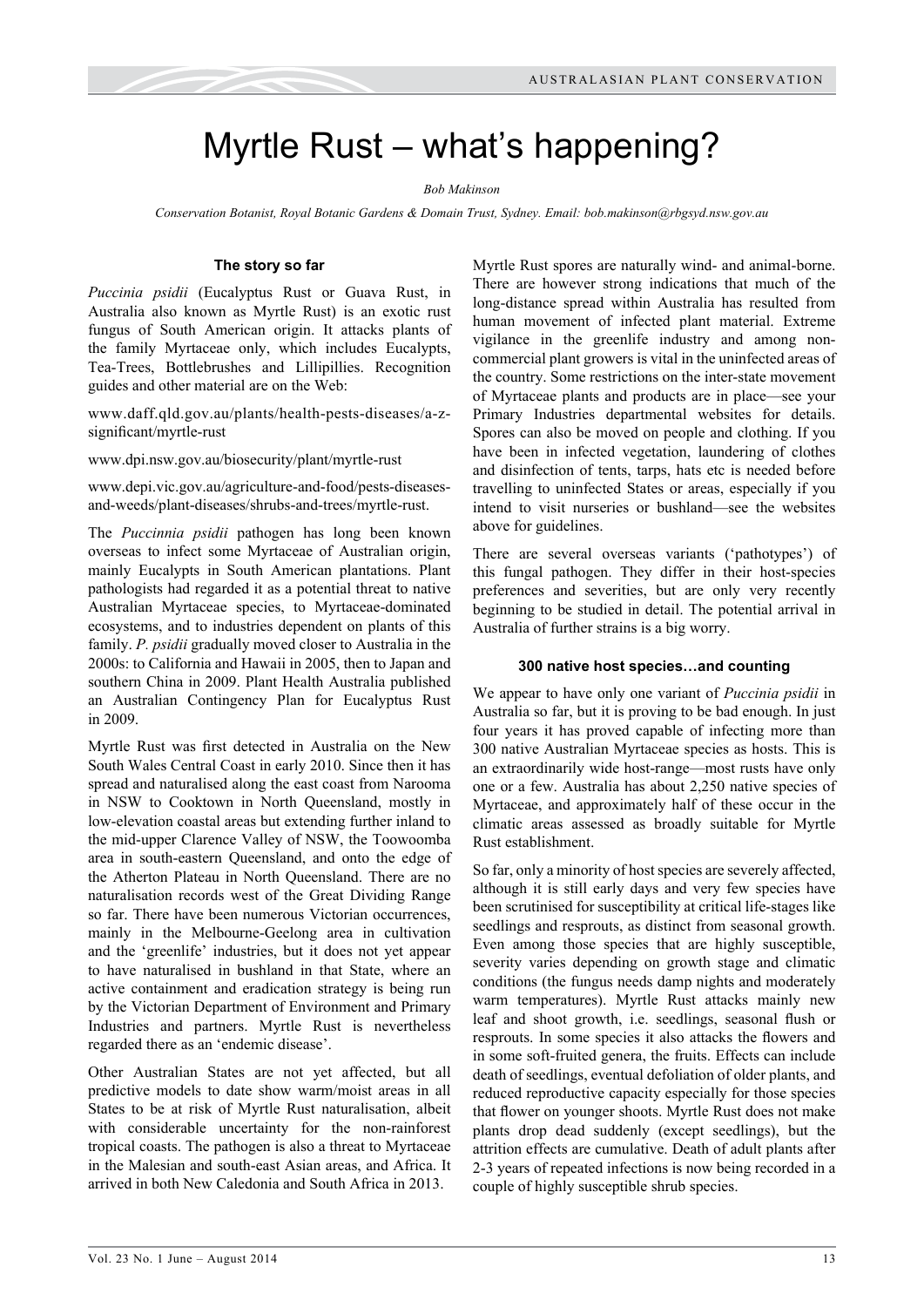# Myrtle Rust – what's happening?

*Bob Makinson*

*Conservation Botanist, Royal Botanic Gardens & Domain Trust, Sydney. Email: bob.makinson@rbgsyd.nsw.gov.au*

### The story so far

*Puccinia psidii* (Eucalyptus Rust or Guava Rust, in Australia also known as Myrtle Rust) is an exotic rust fungus of South American origin. It attacks plants of the family Myrtaceae only, which includes Eucalypts, Tea-Trees, Bottlebrushes and Lillipillies. Recognition guides and other material are on the Web:

www.daff.qld.gov.au/plants/health-pests-diseases/a-z-significant/myrtle-rust

www.dpi.nsw.gov.au/biosecurity/plant/myrtle-rust

www.depi.vic.gov.au/agriculture-and-food/pests-diseases-and-weeds/plant-diseases/shrubs-and-trees/myrtle-rust.

The *Puccinnia psidii* pathogen has long been known overseas to infect some Myrtaceae of Australian origin, mainly Eucalypts in South American plantations. Plant pathologists had regarded it as a potential threat to native Australian Myrtaceae species, to Myrtaceae-dominated ecosystems, and to industries dependent on plants of this family. *P. psidii* gradually moved closer to Australia in the 2000s: to California and Hawaii in 2005, then to Japan and southern China in 2009. Plant Health Australia published an Australian Contingency Plan for Eucalyptus Rust in 2009.

Myrtle Rust was first detected in Australia on the New South Wales Central Coast in early 2010. Since then it has spread and naturalised along the east coast from Narooma in NSW to Cooktown in North Queensland, mostly in low-elevation coastal areas but extending further inland to the mid-upper Clarence Valley of NSW, the Toowoomba area in south-eastern Queensland, and onto the edge of the Atherton Plateau in North Queensland. There are no naturalisation records west of the Great Dividing Range so far. There have been numerous Victorian occurrences, mainly in the Melbourne-Geelong area in cultivation and the 'greenlife' industries, but it does not yet appear to have naturalised in bushland in that State, where an active containment and eradication strategy is being run by the Victorian Department of Environment and Primary Industries and partners. Myrtle Rust is nevertheless regarded there as an 'endemic disease'.

Other Australian States are not yet affected, but all predictive models to date show warm/moist areas in all States to be at risk of Myrtle Rust naturalisation, albeit with considerable uncertainty for the non-rainforest tropical coasts. The pathogen is also a threat to Myrtaceae in the Malesian and south-east Asian areas, and Africa. It arrived in both New Caledonia and South Africa in 2013.

Myrtle Rust spores are naturally wind- and animal-borne. There are however strong indications that much of the long-distance spread within Australia has resulted from human movement of infected plant material. Extreme vigilance in the greenlife industry and among non-commercial plant growers is vital in the uninfected areas of the country. Some restrictions on the inter-state movement of Myrtaceae plants and products are in place—see your Primary Industries departmental websites for details. Spores can also be moved on people and clothing. If you have been in infected vegetation, laundering of clothes and disinfection of tents, tarps, hats etc is needed before travelling to uninfected States or areas, especially if you intend to visit nurseries or bushland—see the websites above for guidelines.

There are several overseas variants ('pathotypes') of this fungal pathogen. They differ in their host-species preferences and severities, but are only very recently beginning to be studied in detail. The potential arrival in Australia of further strains is a big worry.

### 300 native host species…and counting

We appear to have only one variant of *Puccinia psidii* in Australia so far, but it is proving to be bad enough. In just four years it has proved capable of infecting more than 300 native Australian Myrtaceae species as hosts. This is an extraordinarily wide host-range—most rusts have only one or a few. Australia has about 2,250 native species of Myrtaceae, and approximately half of these occur in the climatic areas assessed as broadly suitable for Myrtle Rust establishment.

So far, only a minority of host species are severely affected, although it is still early days and very few species have been scrutinised for susceptibility at critical life-stages like seedlings and resprouts, as distinct from seasonal growth. Even among those species that are highly susceptible, severity varies depending on growth stage and climatic conditions (the fungus needs damp nights and moderately warm temperatures). Myrtle Rust attacks mainly new leaf and shoot growth, i.e. seedlings, seasonal flush or resprouts. In some species it also attacks the flowers and in some soft-fruited genera, the fruits. Effects can include death of seedlings, eventual defoliation of older plants, and reduced reproductive capacity especially for those species that flower on younger shoots. Myrtle Rust does not make plants drop dead suddenly (except seedlings), but the attrition effects are cumulative. Death of adult plants after 2-3 years of repeated infections is now being recorded in a couple of highly susceptible shrub species.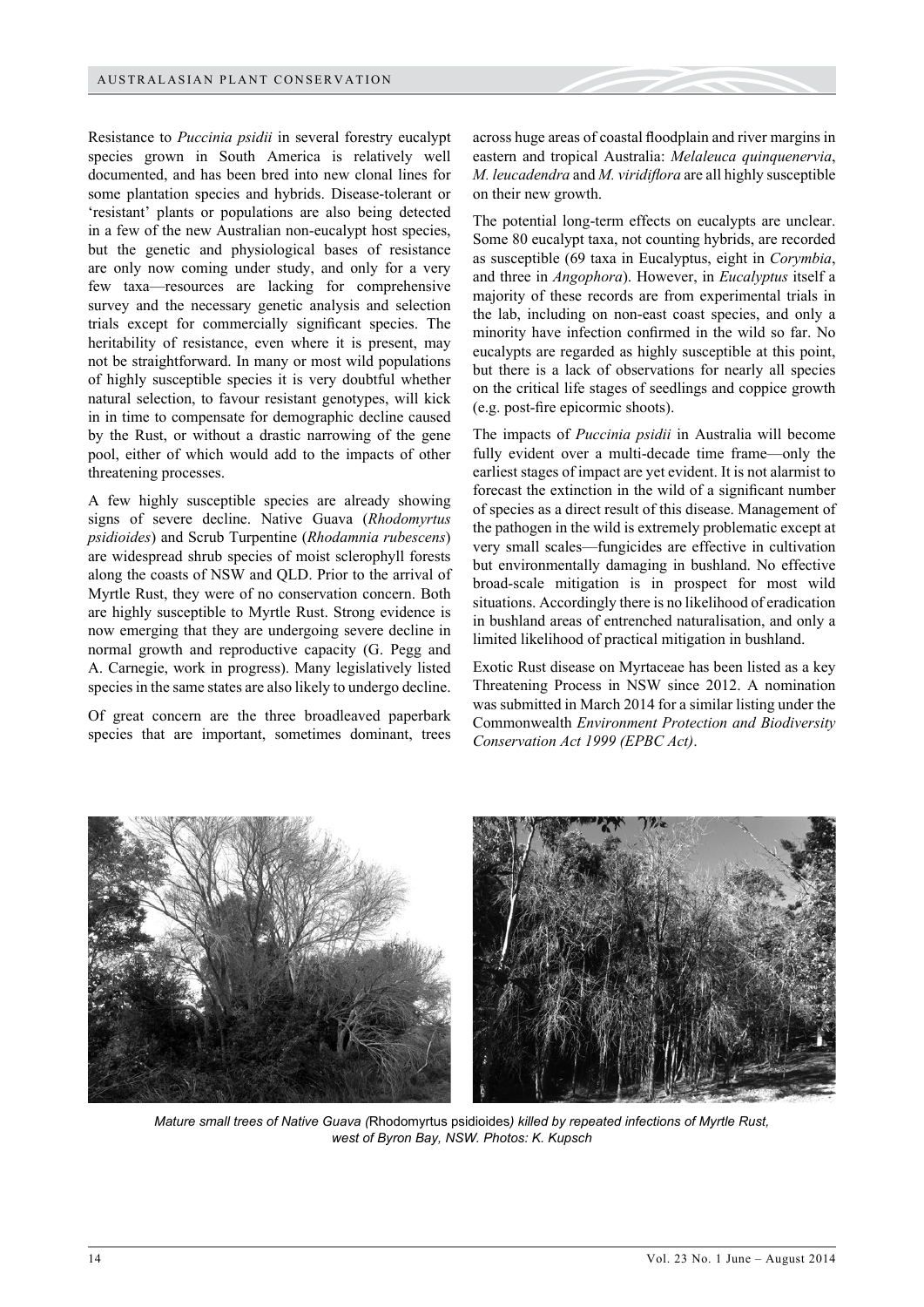Resistance to *Puccinia psidii* in several forestry eucalypt species grown in South America is relatively well documented, and has been bred into new clonal lines for some plantation species and hybrids. Disease-tolerant or 'resistant' plants or populations are also being detected in a few of the new Australian non-eucalypt host species, but the genetic and physiological bases of resistance are only now coming under study, and only for a very few taxa—resources are lacking for comprehensive survey and the necessary genetic analysis and selection trials except for commercially significant species. The heritability of resistance, even where it is present, may not be straightforward. In many or most wild populations of highly susceptible species it is very doubtful whether natural selection, to favour resistant genotypes, will kick in in time to compensate for demographic decline caused by the Rust, or without a drastic narrowing of the gene pool, either of which would add to the impacts of other threatening processes.

A few highly susceptible species are already showing signs of severe decline. Native Guava (*Rhodomyrtus psidioides*) and Scrub Turpentine (*Rhodamnia rubescens*) are widespread shrub species of moist sclerophyll forests along the coasts of NSW and QLD. Prior to the arrival of Myrtle Rust, they were of no conservation concern. Both are highly susceptible to Myrtle Rust. Strong evidence is now emerging that they are undergoing severe decline in normal growth and reproductive capacity (G. Pegg and A. Carnegie, work in progress). Many legislatively listed species in the same states are also likely to undergo decline.

Of great concern are the three broadleaved paperbark species that are important, sometimes dominant, trees across huge areas of coastal floodplain and river margins in eastern and tropical Australia: *Melaleuca quinquenervia*, *M. leucadendra* and *M. viridiflora* are all highly susceptible on their new growth.

The potential long-term effects on eucalypts are unclear. Some 80 eucalypt taxa, not counting hybrids, are recorded as susceptible (69 taxa in Eucalyptus, eight in *Corymbia*, and three in *Angophora*). However, in *Eucalyptus* itself a majority of these records are from experimental trials in the lab, including on non-east coast species, and only a minority have infection confirmed in the wild so far. No eucalypts are regarded as highly susceptible at this point, but there is a lack of observations for nearly all species on the critical life stages of seedlings and coppice growth (e.g. post-fire epicormic shoots).

The impacts of *Puccinia psidii* in Australia will become fully evident over a multi-decade time frame—only the earliest stages of impact are yet evident. It is not alarmist to forecast the extinction in the wild of a significant number of species as a direct result of this disease. Management of the pathogen in the wild is extremely problematic except at very small scales—fungicides are effective in cultivation but environmentally damaging in bushland. No effective broad-scale mitigation is in prospect for most wild situations. Accordingly there is no likelihood of eradication in bushland areas of entrenched naturalisation, and only a limited likelihood of practical mitigation in bushland.

Exotic Rust disease on Myrtaceae has been listed as a key Threatening Process in NSW since 2012. A nomination was submitted in March 2014 for a similar listing under the Commonwealth *Environment Protection and Biodiversity Conservation Act 1999 (EPBC Act)*.

*Mature small trees of Native Guava (*Rhodomyrtus psidioides*) killed by repeated infections of Myrtle Rust, west of Byron Bay, NSW. Photos: K. Kupsch*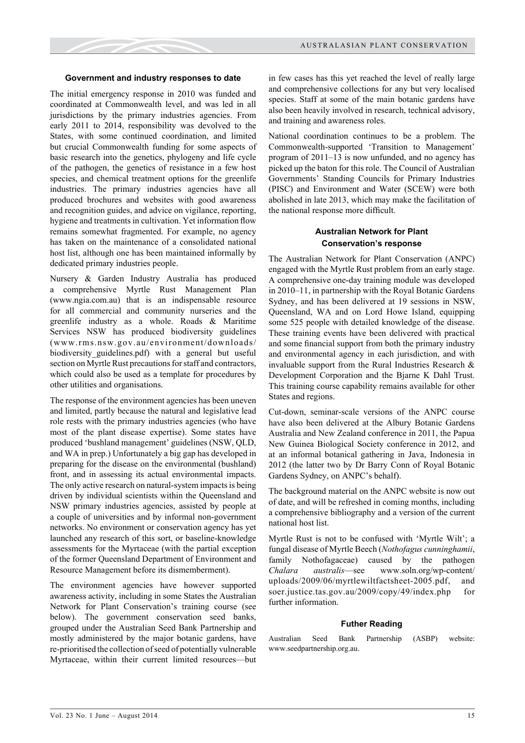#### Government and industry responses to date

The initial emergency response in 2010 was funded and coordinated at Commonwealth level, and was led in all jurisdictions by the primary industries agencies. From early 2011 to 2014, responsibility was devolved to the States, with some continued coordination, and limited but crucial Commonwealth funding for some aspects of basic research into the genetics, phylogeny and life cycle of the pathogen, the genetics of resistance in a few host species, and chemical treatment options for the greenlife industries. The primary industries agencies have all produced brochures and websites with good awareness and recognition guides, and advice on vigilance, reporting, hygiene and treatments in cultivation. Yet information flow remains somewhat fragmented. For example, no agency has taken on the maintenance of a consolidated national host list, although one has been maintained informally by dedicated primary industries people.

Nursery & Garden Industry Australia has produced a comprehensive Myrtle Rust Management Plan (www.ngia.com.au) that is an indispensable resource for all commercial and community nurseries and the greenlife industry as a whole. Roads & Maritime Services NSW has produced biodiversity guidelines (www.rms.nsw.gov.au/environment/downloads/biodiversity_guidelines.pdf) with a general but useful section on Myrtle Rust precautions for staff and contractors, which could also be used as a template for procedures by other utilities and organisations.

The response of the environment agencies has been uneven and limited, partly because the natural and legislative lead role rests with the primary industries agencies (who have most of the plant disease expertise). Some states have produced 'bushland management' guidelines (NSW, QLD, and WA in prep.) Unfortunately a big gap has developed in preparing for the disease on the environmental (bushland) front, and in assessing its actual environmental impacts. The only active research on natural-system impacts is being driven by individual scientists within the Queensland and NSW primary industries agencies, assisted by people at a couple of universities and by informal non-government networks. No environment or conservation agency has yet launched any research of this sort, or baseline-knowledge assessments for the Myrtaceae (with the partial exception of the former Queensland Department of Environment and Resource Management before its dismemberment).

The environment agencies have however supported awareness activity, including in some States the Australian Network for Plant Conservation's training course (see below). The government conservation seed banks, grouped under the Australian Seed Bank Partnership and mostly administered by the major botanic gardens, have re-prioritised the collection of seed of potentially vulnerable Myrtaceae, within their current limited resources—but in few cases has this yet reached the level of really large and comprehensive collections for any but very localised species. Staff at some of the main botanic gardens have also been heavily involved in research, technical advisory, and training and awareness roles.

National coordination continues to be a problem. The Commonwealth-supported 'Transition to Management' program of 2011–13 is now unfunded, and no agency has picked up the baton for this role. The Council of Australian Governments' Standing Councils for Primary Industries (PISC) and Environment and Water (SCEW) were both abolished in late 2013, which may make the facilitation of the national response more difficult.

#### Australian Network for Plant Conservation's response

The Australian Network for Plant Conservation (ANPC) engaged with the Myrtle Rust problem from an early stage. A comprehensive one-day training module was developed in 2010–11, in partnership with the Royal Botanic Gardens Sydney, and has been delivered at 19 sessions in NSW, Queensland, WA and on Lord Howe Island, equipping some 525 people with detailed knowledge of the disease. These training events have been delivered with practical and some financial support from both the primary industry and environmental agency in each jurisdiction, and with invaluable support from the Rural Industries Research & Development Corporation and the Bjarne K Dahl Trust. This training course capability remains available for other States and regions.

Cut-down, seminar-scale versions of the ANPC course have also been delivered at the Albury Botanic Gardens Australia and New Zealand conference in 2011, the Papua New Guinea Biological Society conference in 2012, and at an informal botanical gathering in Java, Indonesia in 2012 (the latter two by Dr Barry Conn of Royal Botanic Gardens Sydney, on ANPC's behalf).

The background material on the ANPC website is now out of date, and will be refreshed in coming months, including a comprehensive bibliography and a version of the current national host list.

Myrtle Rust is not to be confused with 'Myrtle Wilt'; a fungal disease of Myrtle Beech (*Nothofagus cunninghamii*, family Nothofagaceae) caused by the pathogen *Chalara australis*—see www.soln.org/wp-content/uploads/2009/06/myrtlewiltfactsheet-2005.pdf, and soer.justice.tas.gov.au/2009/copy/49/index.php for further information.

#### Futher Reading

Australian Seed Bank Partnership (ASBP) website: www.seedpartnership.org.au.